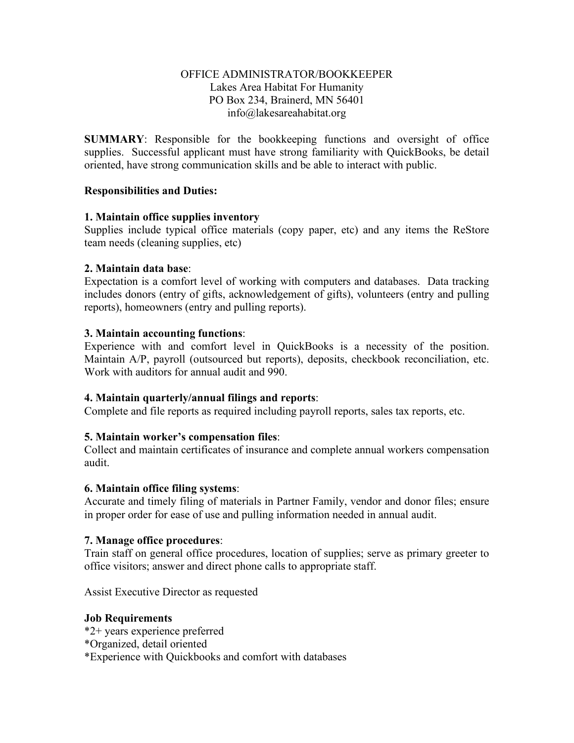# OFFICE ADMINISTRATOR/BOOKKEEPER

Lakes Area Habitat For Humanity
PO Box 234, Brainerd, MN 56401
info@lakesareahabitat.org

**SUMMARY**: Responsible for the bookkeeping functions and oversight of office supplies. Successful applicant must have strong familiarity with QuickBooks, be detail oriented, have strong communication skills and be able to interact with public.

**Responsibilities and Duties:**

**1. Maintain office supplies inventory**
Supplies include typical office materials (copy paper, etc) and any items the ReStore team needs (cleaning supplies, etc)

**2. Maintain data base**:
Expectation is a comfort level of working with computers and databases. Data tracking includes donors (entry of gifts, acknowledgement of gifts), volunteers (entry and pulling reports), homeowners (entry and pulling reports).

**3. Maintain accounting functions**:
Experience with and comfort level in QuickBooks is a necessity of the position. Maintain A/P, payroll (outsourced but reports), deposits, checkbook reconciliation, etc. Work with auditors for annual audit and 990.

**4. Maintain quarterly/annual filings and reports**:
Complete and file reports as required including payroll reports, sales tax reports, etc.

**5. Maintain worker's compensation files**:
Collect and maintain certificates of insurance and complete annual workers compensation audit.

**6. Maintain office filing systems**:
Accurate and timely filing of materials in Partner Family, vendor and donor files; ensure in proper order for ease of use and pulling information needed in annual audit.

**7. Manage office procedures**:
Train staff on general office procedures, location of supplies; serve as primary greeter to office visitors; answer and direct phone calls to appropriate staff.

Assist Executive Director as requested

**Job Requirements**
*2+ years experience preferred
*Organized, detail oriented
*Experience with Quickbooks and comfort with databases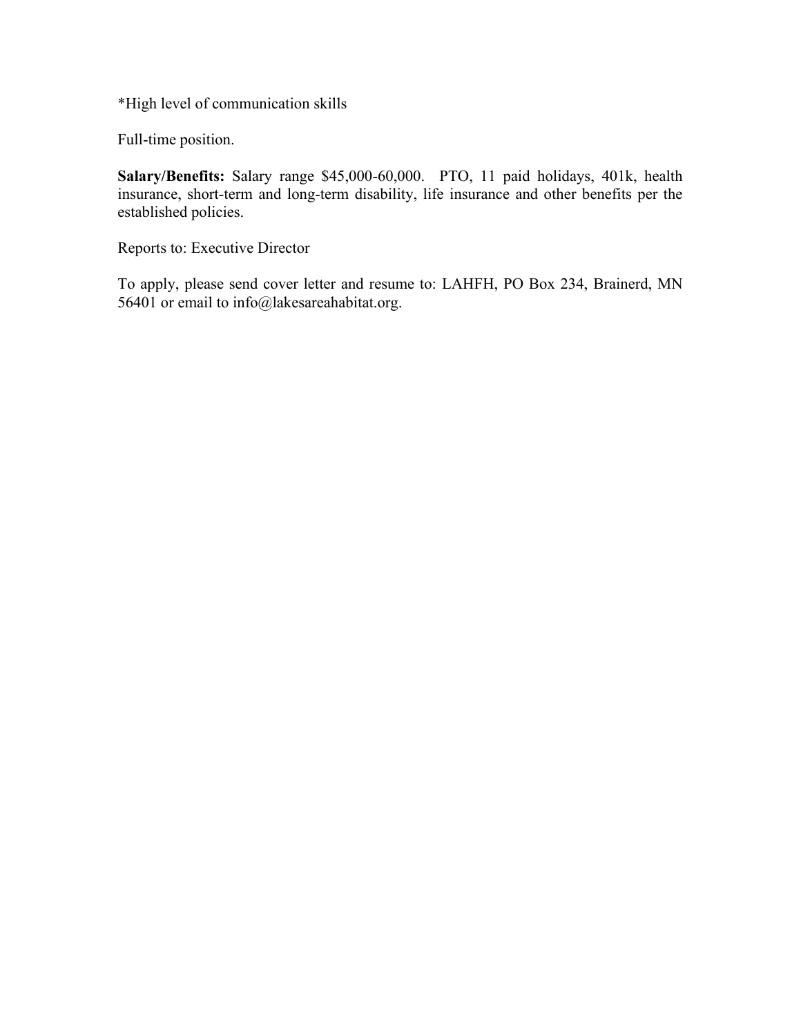*High level of communication skills

Full-time position.

**Salary/Benefits:** Salary range $45,000-60,000. PTO, 11 paid holidays, 401k, health insurance, short-term and long-term disability, life insurance and other benefits per the established policies.

Reports to: Executive Director

To apply, please send cover letter and resume to: LAHFH, PO Box 234, Brainerd, MN 56401 or email to info@lakesareahabitat.org.